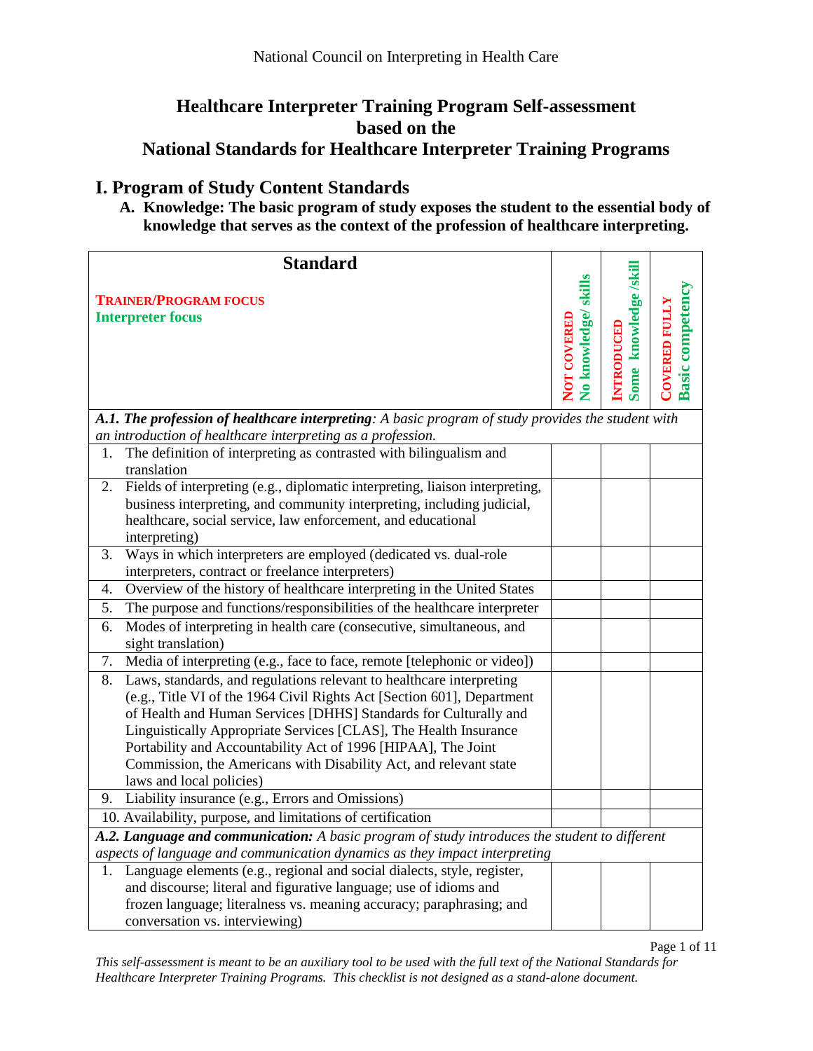# Healthcare Interpreter Training Program Self-assessment based on the National Standards for Healthcare Interpreter Training Programs

## I. Program of Study Content Standards

**A. Knowledge: The basic program of study exposes the student to the essential body of knowledge that serves as the context of the profession of healthcare interpreting.**

| **Standard**<br><br>**TRAINER/PROGRAM FOCUS**<br>**Interpreter focus** | **NOT COVERED**<br>**No knowledge/ skills** | **INTRODUCED**<br>**Some knowledge /skill** | **COVERED FULLY**<br>**Basic competency** |
|---|---|---|---|
| ***A.1. The profession of healthcare interpreting**: A basic program of study provides the student with an introduction of healthcare interpreting as a profession.* | | | |
| 1. The definition of interpreting as contrasted with bilingualism and translation | | | |
| 2. Fields of interpreting (e.g., diplomatic interpreting, liaison interpreting, business interpreting, and community interpreting, including judicial, healthcare, social service, law enforcement, and educational interpreting) | | | |
| 3. Ways in which interpreters are employed (dedicated vs. dual-role interpreters, contract or freelance interpreters) | | | |
| 4. Overview of the history of healthcare interpreting in the United States | | | |
| 5. The purpose and functions/responsibilities of the healthcare interpreter | | | |
| 6. Modes of interpreting in health care (consecutive, simultaneous, and sight translation) | | | |
| 7. Media of interpreting (e.g., face to face, remote [telephonic or video]) | | | |
| 8. Laws, standards, and regulations relevant to healthcare interpreting (e.g., Title VI of the 1964 Civil Rights Act [Section 601], Department of Health and Human Services [DHHS] Standards for Culturally and Linguistically Appropriate Services [CLAS], The Health Insurance Portability and Accountability Act of 1996 [HIPAA], The Joint Commission, the Americans with Disability Act, and relevant state laws and local policies) | | | |
| 9. Liability insurance (e.g., Errors and Omissions) | | | |
| 10. Availability, purpose, and limitations of certification | | | |
| ***A.2. Language and communication:** A basic program of study introduces the student to different aspects of language and communication dynamics as they impact interpreting* | | | |
| 1. Language elements (e.g., regional and social dialects, style, register, and discourse; literal and figurative language; use of idioms and frozen language; literalness vs. meaning accuracy; paraphrasing; and conversation vs. interviewing) | | | |

*This self-assessment is meant to be an auxiliary tool to be used with the full text of the National Standards for Healthcare Interpreter Training Programs. This checklist is not designed as a stand-alone document.*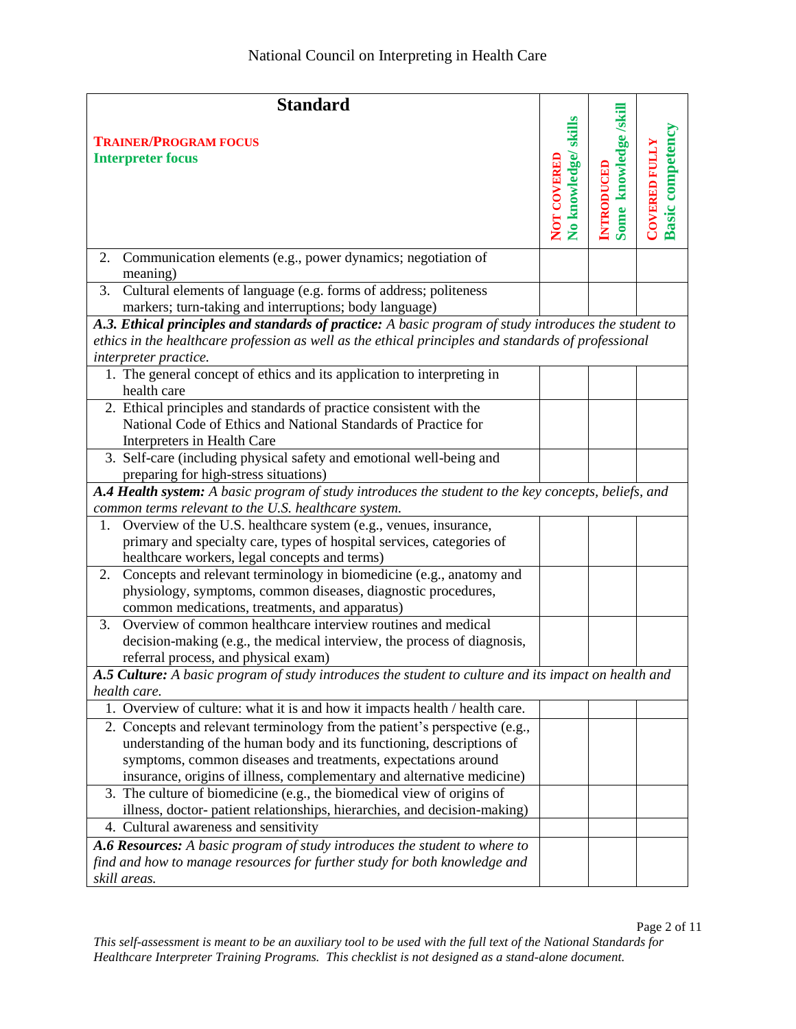| **Standard**<br><br>**TRAINER/PROGRAM FOCUS**<br>**Interpreter focus** | **NOT COVERED**<br>**No knowledge/ skills** | **INTRODUCED**<br>**Some knowledge /skill** | **COVERED FULLY**<br>**Basic competency** |
|---|---|---|---|
| 2. Communication elements (e.g., power dynamics; negotiation of meaning) | | | |
| 3. Cultural elements of language (e.g. forms of address; politeness markers; turn-taking and interruptions; body language) | | | |
| ***A.3. Ethical principles and standards of practice:*** *A basic program of study introduces the student to ethics in the healthcare profession as well as the ethical principles and standards of professional interpreter practice.* | | | |
| 1. The general concept of ethics and its application to interpreting in health care | | | |
| 2. Ethical principles and standards of practice consistent with the National Code of Ethics and National Standards of Practice for Interpreters in Health Care | | | |
| 3. Self-care (including physical safety and emotional well-being and preparing for high-stress situations) | | | |
| ***A.4 Health system:*** *A basic program of study introduces the student to the key concepts, beliefs, and common terms relevant to the U.S. healthcare system.* | | | |
| 1. Overview of the U.S. healthcare system (e.g., venues, insurance, primary and specialty care, types of hospital services, categories of healthcare workers, legal concepts and terms) | | | |
| 2. Concepts and relevant terminology in biomedicine (e.g., anatomy and physiology, symptoms, common diseases, diagnostic procedures, common medications, treatments, and apparatus) | | | |
| 3. Overview of common healthcare interview routines and medical decision-making (e.g., the medical interview, the process of diagnosis, referral process, and physical exam) | | | |
| ***A.5 Culture:*** *A basic program of study introduces the student to culture and its impact on health and health care.* | | | |
| 1. Overview of culture: what it is and how it impacts health / health care. | | | |
| 2. Concepts and relevant terminology from the patient's perspective (e.g., understanding of the human body and its functioning, descriptions of symptoms, common diseases and treatments, expectations around insurance, origins of illness, complementary and alternative medicine) | | | |
| 3. The culture of biomedicine (e.g., the biomedical view of origins of illness, doctor- patient relationships, hierarchies, and decision-making) | | | |
| 4. Cultural awareness and sensitivity | | | |
| ***A.6 Resources:*** *A basic program of study introduces the student to where to find and how to manage resources for further study for both knowledge and skill areas.* | | | |

*This self-assessment is meant to be an auxiliary tool to be used with the full text of the National Standards for Healthcare Interpreter Training Programs. This checklist is not designed as a stand-alone document.*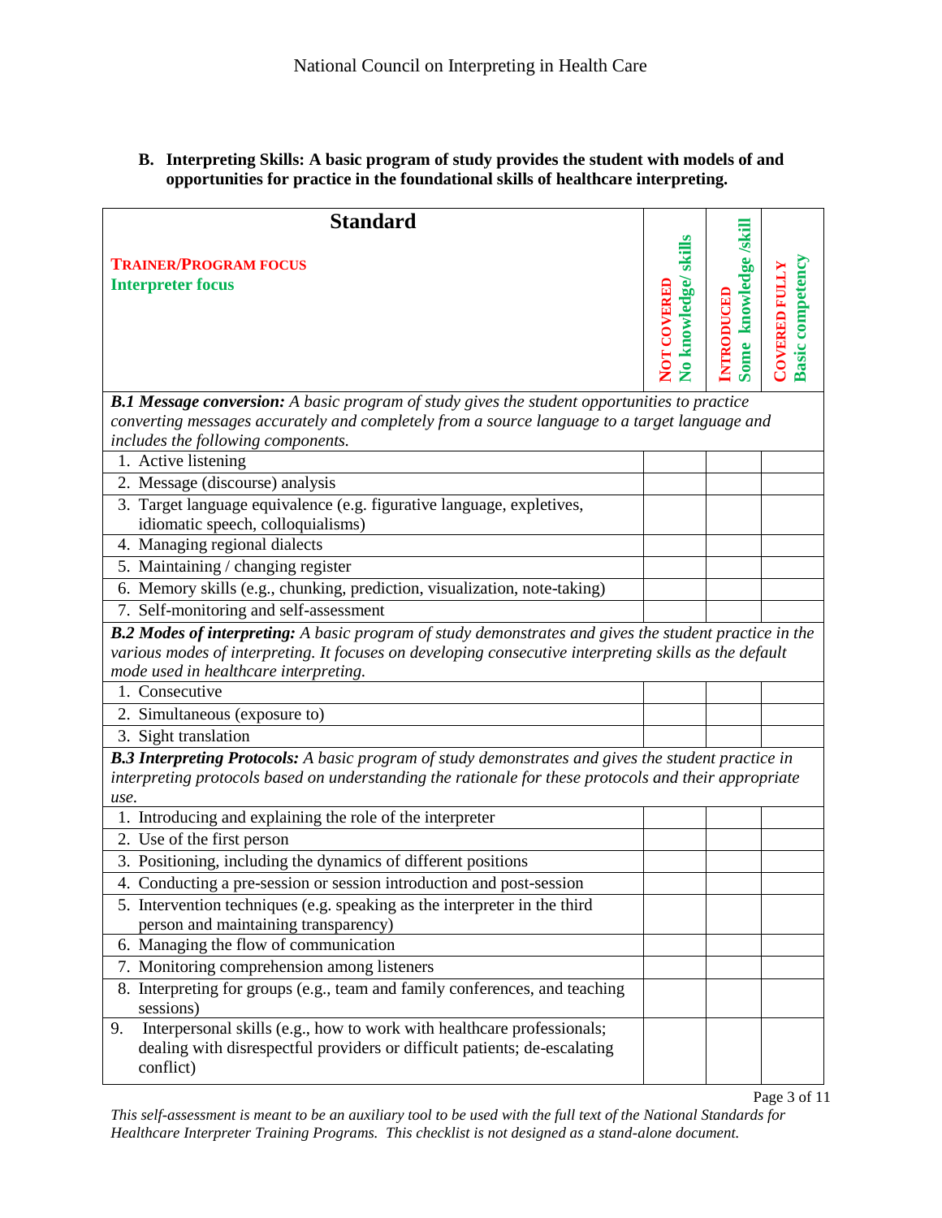**B. Interpreting Skills: A basic program of study provides the student with models of and opportunities for practice in the foundational skills of healthcare interpreting.**

| **Standard**<br>TRAINER/PROGRAM FOCUS<br>Interpreter focus | NOT COVERED<br>No knowledge/ skills | INTRODUCED<br>Some knowledge /skill | COVERED FULLY<br>Basic competency |
|---|---|---|---|
| ***B.1 Message conversion:*** *A basic program of study gives the student opportunities to practice converting messages accurately and completely from a source language to a target language and includes the following components.* | | | |
| 1. Active listening | | | |
| 2. Message (discourse) analysis | | | |
| 3. Target language equivalence (e.g. figurative language, expletives, idiomatic speech, colloquialisms) | | | |
| 4. Managing regional dialects | | | |
| 5. Maintaining / changing register | | | |
| 6. Memory skills (e.g., chunking, prediction, visualization, note-taking) | | | |
| 7. Self-monitoring and self-assessment | | | |
| ***B.2 Modes of interpreting:*** *A basic program of study demonstrates and gives the student practice in the various modes of interpreting. It focuses on developing consecutive interpreting skills as the default mode used in healthcare interpreting.* | | | |
| 1. Consecutive | | | |
| 2. Simultaneous (exposure to) | | | |
| 3. Sight translation | | | |
| ***B.3 Interpreting Protocols:*** *A basic program of study demonstrates and gives the student practice in interpreting protocols based on understanding the rationale for these protocols and their appropriate use.* | | | |
| 1. Introducing and explaining the role of the interpreter | | | |
| 2. Use of the first person | | | |
| 3. Positioning, including the dynamics of different positions | | | |
| 4. Conducting a pre-session or session introduction and post-session | | | |
| 5. Intervention techniques (e.g. speaking as the interpreter in the third person and maintaining transparency) | | | |
| 6. Managing the flow of communication | | | |
| 7. Monitoring comprehension among listeners | | | |
| 8. Interpreting for groups (e.g., team and family conferences, and teaching sessions) | | | |
| 9. Interpersonal skills (e.g., how to work with healthcare professionals; dealing with disrespectful providers or difficult patients; de-escalating conflict) | | | |

*This self-assessment is meant to be an auxiliary tool to be used with the full text of the National Standards for Healthcare Interpreter Training Programs. This checklist is not designed as a stand-alone document.*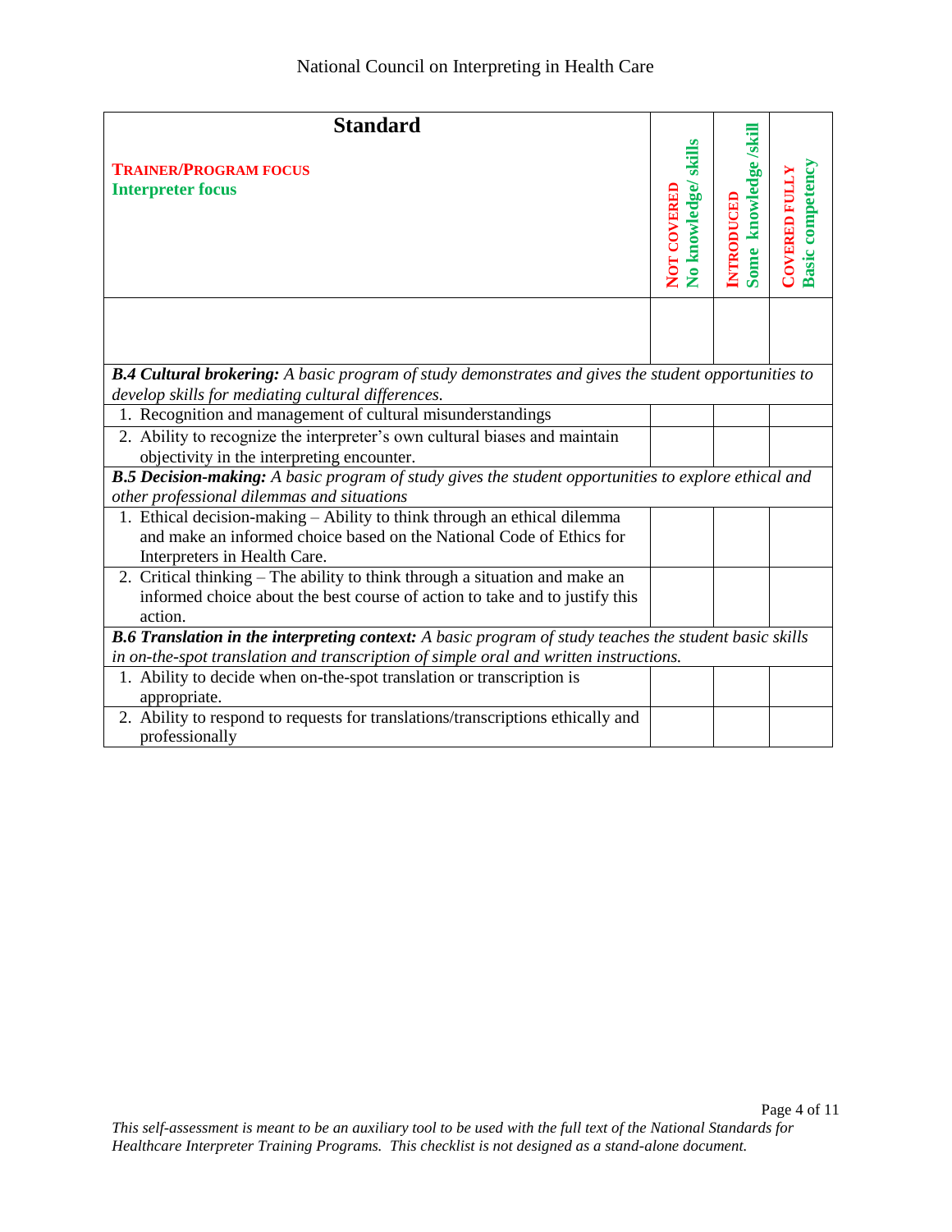| Standard<br><br>**TRAINER/PROGRAM FOCUS**<br>**Interpreter focus** | **NOT COVERED**<br>**No knowledge/ skills** | **INTRODUCED**<br>**Some knowledge /skill** | **COVERED FULLY**<br>**Basic competency** |
|---|---|---|---|
| | | | |
| ***B.4 Cultural brokering:*** *A basic program of study demonstrates and gives the student opportunities to develop skills for mediating cultural differences.* | | | |
| 1. Recognition and management of cultural misunderstandings | | | |
| 2. Ability to recognize the interpreter's own cultural biases and maintain objectivity in the interpreting encounter. | | | |
| ***B.5 Decision-making:*** *A basic program of study gives the student opportunities to explore ethical and other professional dilemmas and situations* | | | |
| 1. Ethical decision-making – Ability to think through an ethical dilemma and make an informed choice based on the National Code of Ethics for Interpreters in Health Care. | | | |
| 2. Critical thinking – The ability to think through a situation and make an informed choice about the best course of action to take and to justify this action. | | | |
| ***B.6 Translation in the interpreting context:*** *A basic program of study teaches the student basic skills in on-the-spot translation and transcription of simple oral and written instructions.* | | | |
| 1. Ability to decide when on-the-spot translation or transcription is appropriate. | | | |
| 2. Ability to respond to requests for translations/transcriptions ethically and professionally | | | |

*This self-assessment is meant to be an auxiliary tool to be used with the full text of the National Standards for Healthcare Interpreter Training Programs. This checklist is not designed as a stand-alone document.*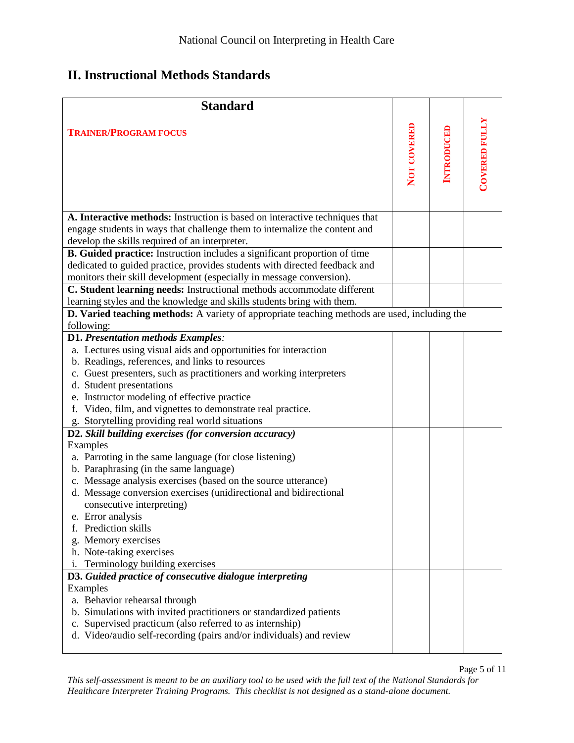## II. Instructional Methods Standards

| Standard<br><br>TRAINER/PROGRAM FOCUS | NOT COVERED | INTRODUCED | COVERED FULLY |
|---|---|---|---|
| **A. Interactive methods:** Instruction is based on interactive techniques that engage students in ways that challenge them to internalize the content and develop the skills required of an interpreter. | | | |
| **B. Guided practice:** Instruction includes a significant proportion of time dedicated to guided practice, provides students with directed feedback and monitors their skill development (especially in message conversion). | | | |
| **C. Student learning needs:** Instructional methods accommodate different learning styles and the knowledge and skills students bring with them. | | | |
| **D. Varied teaching methods:** A variety of appropriate teaching methods are used, including the following: | | | |
| **D1.** ***Presentation methods Examples:***<br>a. Lectures using visual aids and opportunities for interaction<br>b. Readings, references, and links to resources<br>c. Guest presenters, such as practitioners and working interpreters<br>d. Student presentations<br>e. Instructor modeling of effective practice<br>f. Video, film, and vignettes to demonstrate real practice.<br>g. Storytelling providing real world situations | | | |
| **D2.** ***Skill building exercises (for conversion accuracy)***<br>Examples<br>a. Parroting in the same language (for close listening)<br>b. Paraphrasing (in the same language)<br>c. Message analysis exercises (based on the source utterance)<br>d. Message conversion exercises (unidirectional and bidirectional consecutive interpreting)<br>e. Error analysis<br>f. Prediction skills<br>g. Memory exercises<br>h. Note-taking exercises<br>i. Terminology building exercises | | | |
| **D3.** ***Guided practice of consecutive dialogue interpreting***<br>Examples<br>a. Behavior rehearsal through<br>b. Simulations with invited practitioners or standardized patients<br>c. Supervised practicum (also referred to as internship)<br>d. Video/audio self-recording (pairs and/or individuals) and review | | | |

*This self-assessment is meant to be an auxiliary tool to be used with the full text of the National Standards for Healthcare Interpreter Training Programs. This checklist is not designed as a stand-alone document.*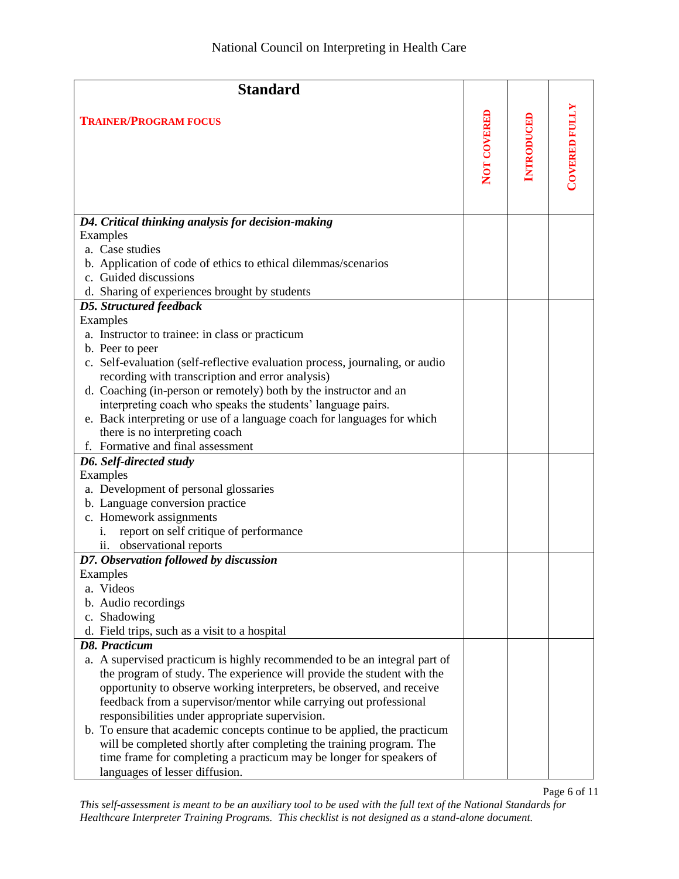| Standard<br><br>**TRAINER/PROGRAM FOCUS** | NOT COVERED | INTRODUCED | COVERED FULLY |
|---|---|---|---|
| ***D4. Critical thinking analysis for decision-making***<br>Examples<br>a. Case studies<br>b. Application of code of ethics to ethical dilemmas/scenarios<br>c. Guided discussions<br>d. Sharing of experiences brought by students | | | |
| ***D5. Structured feedback***<br>Examples<br>a. Instructor to trainee: in class or practicum<br>b. Peer to peer<br>c. Self-evaluation (self-reflective evaluation process, journaling, or audio recording with transcription and error analysis)<br>d. Coaching (in-person or remotely) both by the instructor and an interpreting coach who speaks the students' language pairs.<br>e. Back interpreting or use of a language coach for languages for which there is no interpreting coach<br>f. Formative and final assessment | | | |
| ***D6. Self-directed study***<br>Examples<br>a. Development of personal glossaries<br>b. Language conversion practice<br>c. Homework assignments<br>i. report on self critique of performance<br>ii. observational reports | | | |
| ***D7. Observation followed by discussion***<br>Examples<br>a. Videos<br>b. Audio recordings<br>c. Shadowing<br>d. Field trips, such as a visit to a hospital | | | |
| ***D8. Practicum***<br>a. A supervised practicum is highly recommended to be an integral part of the program of study. The experience will provide the student with the opportunity to observe working interpreters, be observed, and receive feedback from a supervisor/mentor while carrying out professional responsibilities under appropriate supervision.<br>b. To ensure that academic concepts continue to be applied, the practicum will be completed shortly after completing the training program. The time frame for completing a practicum may be longer for speakers of languages of lesser diffusion. | | | |

*This self-assessment is meant to be an auxiliary tool to be used with the full text of the National Standards for Healthcare Interpreter Training Programs. This checklist is not designed as a stand-alone document.*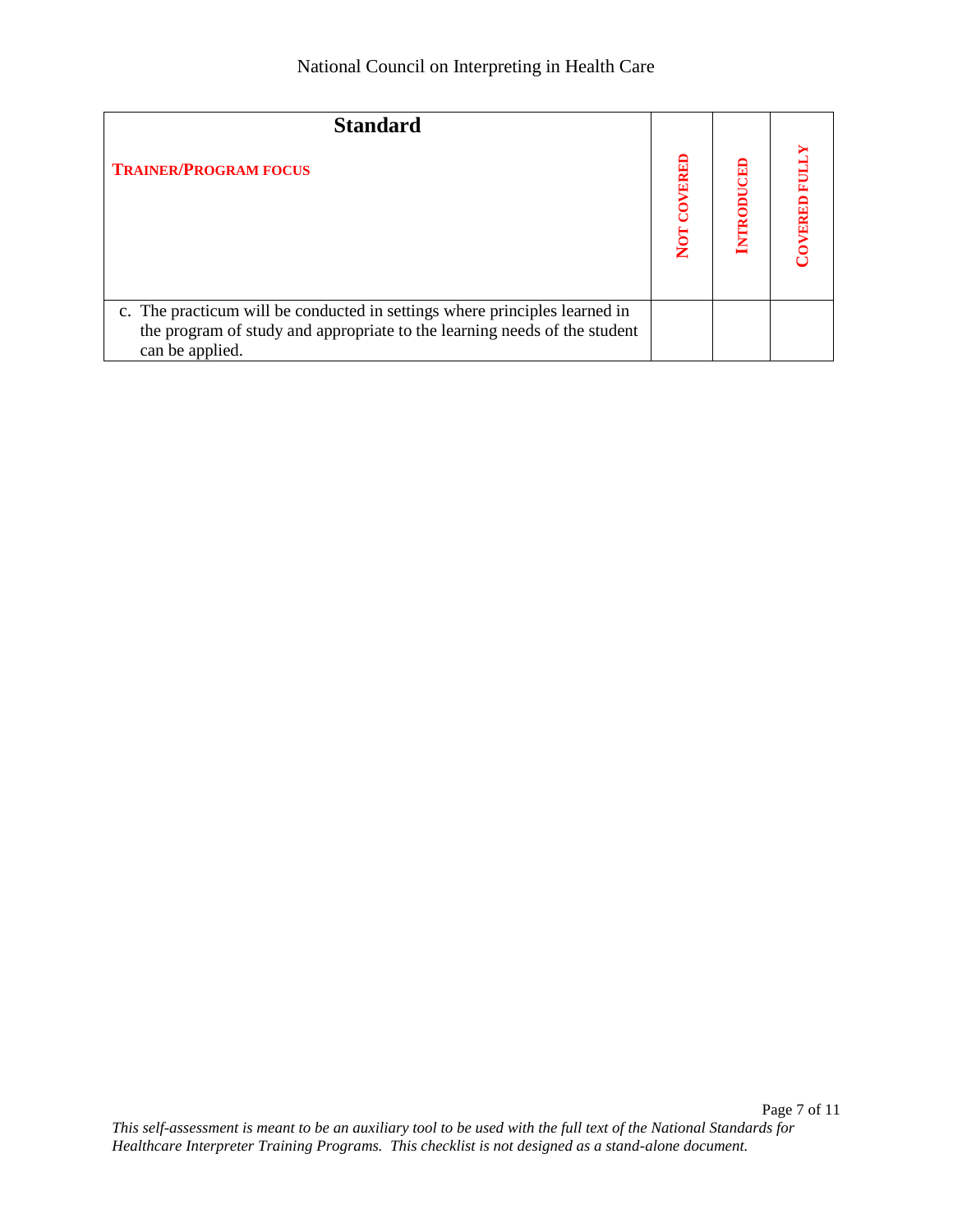| **Standard**<br><br>**TRAINER/PROGRAM FOCUS** | NOT COVERED | INTRODUCED | COVERED FULLY |
|---|---|---|---|
| c. The practicum will be conducted in settings where principles learned in the program of study and appropriate to the learning needs of the student can be applied. | | | |

*This self-assessment is meant to be an auxiliary tool to be used with the full text of the National Standards for Healthcare Interpreter Training Programs. This checklist is not designed as a stand-alone document.*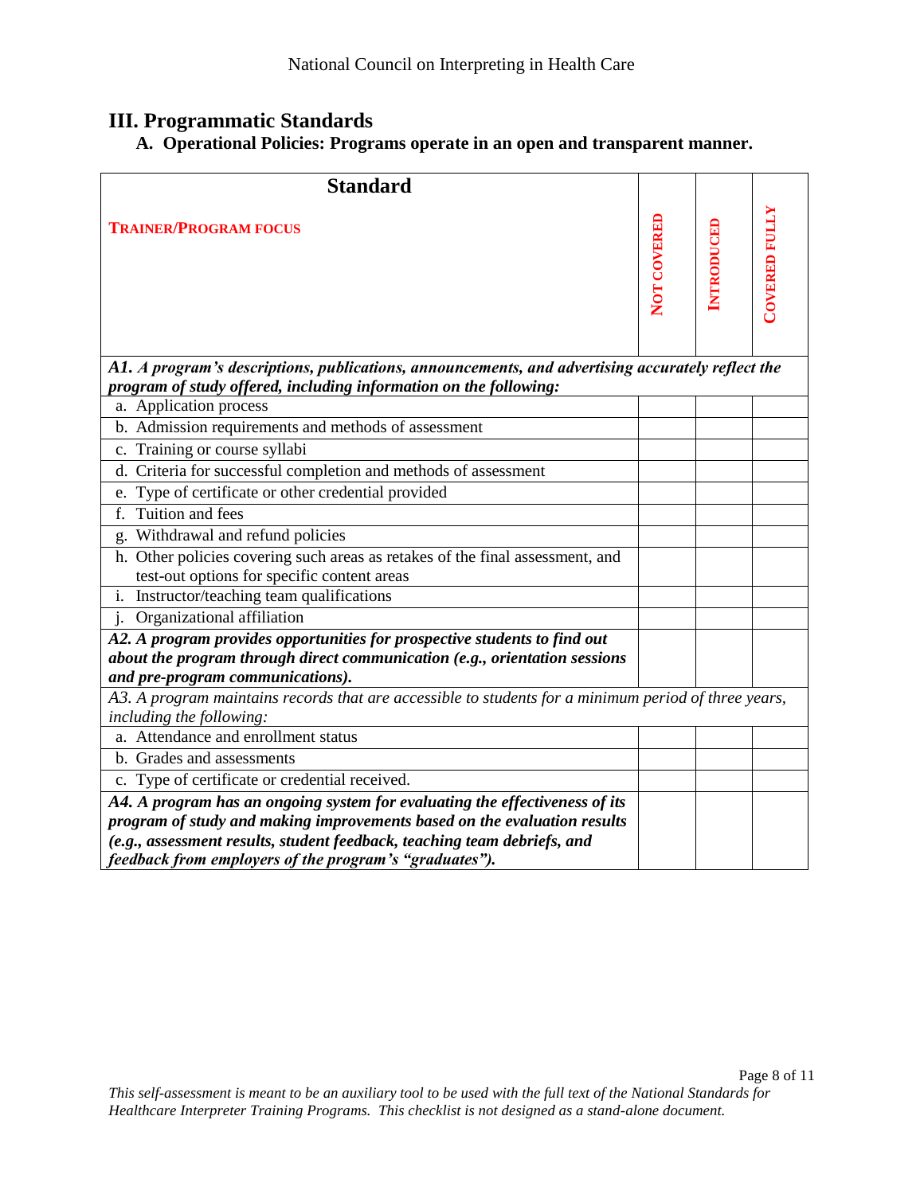# III. Programmatic Standards

## A. Operational Policies: Programs operate in an open and transparent manner.

| **Standard**<br><br>**TRAINER/PROGRAM FOCUS** | **NOT COVERED** | **INTRODUCED** | **COVERED FULLY** |
|---|---|---|---|
| ***A1. A program's descriptions, publications, announcements, and advertising accurately reflect the program of study offered, including information on the following:*** | | | |
| a. Application process | | | |
| b. Admission requirements and methods of assessment | | | |
| c. Training or course syllabi | | | |
| d. Criteria for successful completion and methods of assessment | | | |
| e. Type of certificate or other credential provided | | | |
| f. Tuition and fees | | | |
| g. Withdrawal and refund policies | | | |
| h. Other policies covering such areas as retakes of the final assessment, and test-out options for specific content areas | | | |
| i. Instructor/teaching team qualifications | | | |
| j. Organizational affiliation | | | |
| ***A2. A program provides opportunities for prospective students to find out about the program through direct communication (e.g., orientation sessions and pre-program communications).*** | | | |
| *A3. A program maintains records that are accessible to students for a minimum period of three years, including the following:* | | | |
| a. Attendance and enrollment status | | | |
| b. Grades and assessments | | | |
| c. Type of certificate or credential received. | | | |
| ***A4. A program has an ongoing system for evaluating the effectiveness of its program of study and making improvements based on the evaluation results (e.g., assessment results, student feedback, teaching team debriefs, and feedback from employers of the program's "graduates").*** | | | |

*This self-assessment is meant to be an auxiliary tool to be used with the full text of the National Standards for Healthcare Interpreter Training Programs. This checklist is not designed as a stand-alone document.*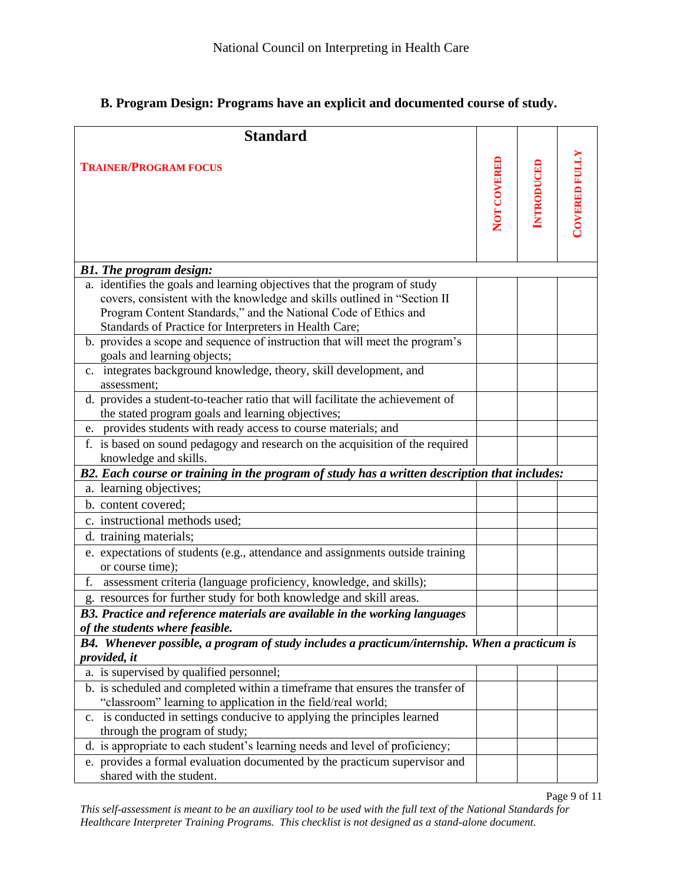## B. Program Design: Programs have an explicit and documented course of study.

| Standard<br>TRAINER/PROGRAM FOCUS | NOT COVERED | INTRODUCED | COVERED FULLY |
|---|---|---|---|
| ***B1. The program design:*** | | | |
| a. identifies the goals and learning objectives that the program of study covers, consistent with the knowledge and skills outlined in "Section II Program Content Standards," and the National Code of Ethics and Standards of Practice for Interpreters in Health Care; | | | |
| b. provides a scope and sequence of instruction that will meet the program's goals and learning objects; | | | |
| c. integrates background knowledge, theory, skill development, and assessment; | | | |
| d. provides a student-to-teacher ratio that will facilitate the achievement of the stated program goals and learning objectives; | | | |
| e. provides students with ready access to course materials; and | | | |
| f. is based on sound pedagogy and research on the acquisition of the required knowledge and skills. | | | |
| ***B2. Each course or training in the program of study has a written description that includes:*** | | | |
| a. learning objectives; | | | |
| b. content covered; | | | |
| c. instructional methods used; | | | |
| d. training materials; | | | |
| e. expectations of students (e.g., attendance and assignments outside training or course time); | | | |
| f. assessment criteria (language proficiency, knowledge, and skills); | | | |
| g. resources for further study for both knowledge and skill areas. | | | |
| ***B3. Practice and reference materials are available in the working languages of the students where feasible.*** | | | |
| ***B4. Whenever possible, a program of study includes a practicum/internship. When a practicum is provided, it*** | | | |
| a. is supervised by qualified personnel; | | | |
| b. is scheduled and completed within a timeframe that ensures the transfer of "classroom" learning to application in the field/real world; | | | |
| c. is conducted in settings conducive to applying the principles learned through the program of study; | | | |
| d. is appropriate to each student's learning needs and level of proficiency; | | | |
| e. provides a formal evaluation documented by the practicum supervisor and shared with the student. | | | |

*This self-assessment is meant to be an auxiliary tool to be used with the full text of the National Standards for Healthcare Interpreter Training Programs. This checklist is not designed as a stand-alone document.*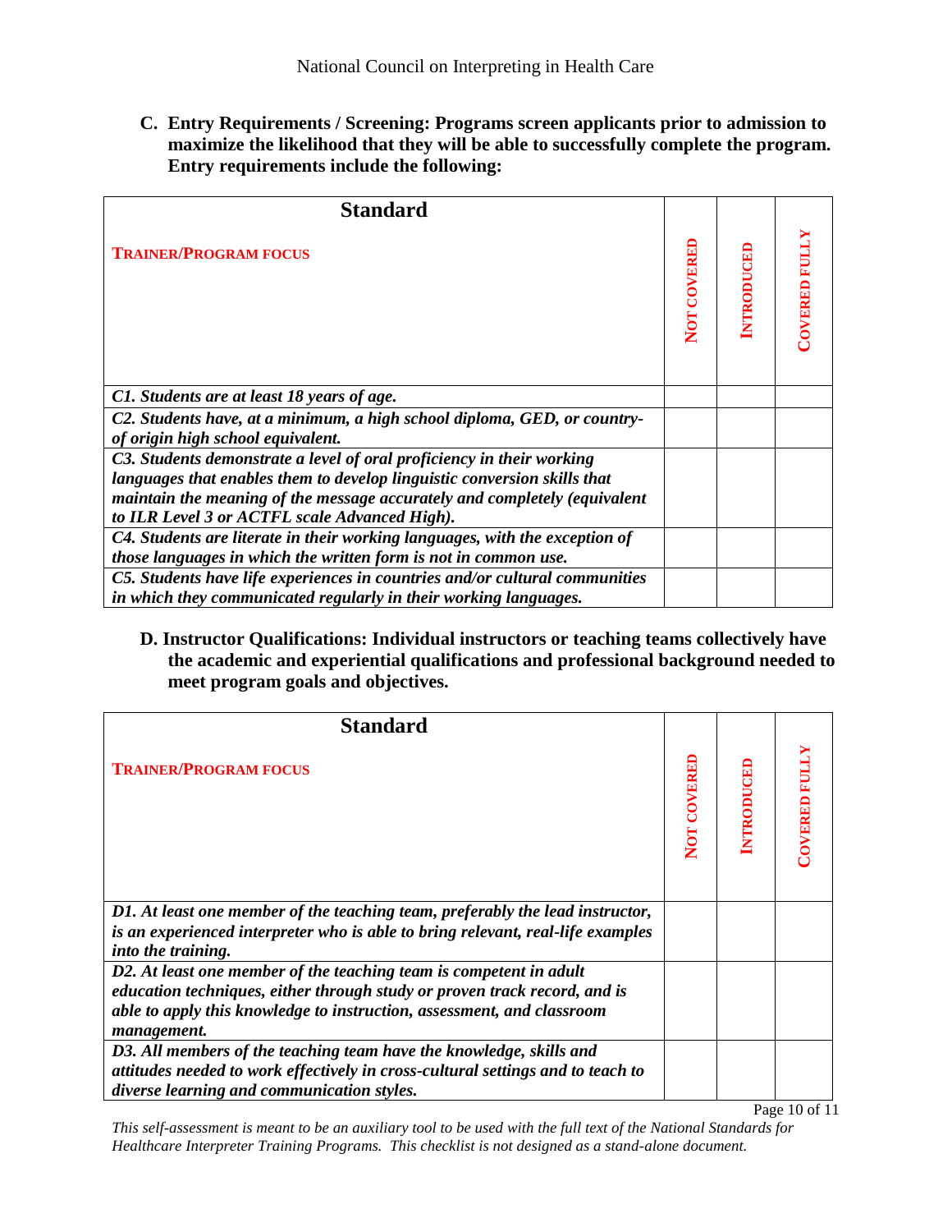**C. Entry Requirements / Screening: Programs screen applicants prior to admission to maximize the likelihood that they will be able to successfully complete the program. Entry requirements include the following:**

| **Standard**<br>TRAINER/PROGRAM FOCUS | NOT COVERED | INTRODUCED | COVERED FULLY |
|---|---|---|---|
| ***C1. Students are at least 18 years of age.*** | | | |
| ***C2. Students have, at a minimum, a high school diploma, GED, or country-of origin high school equivalent.*** | | | |
| ***C3. Students demonstrate a level of oral proficiency in their working languages that enables them to develop linguistic conversion skills that maintain the meaning of the message accurately and completely (equivalent to ILR Level 3 or ACTFL scale Advanced High).*** | | | |
| ***C4. Students are literate in their working languages, with the exception of those languages in which the written form is not in common use.*** | | | |
| ***C5. Students have life experiences in countries and/or cultural communities in which they communicated regularly in their working languages.*** | | | |

**D. Instructor Qualifications: Individual instructors or teaching teams collectively have the academic and experiential qualifications and professional background needed to meet program goals and objectives.**

| **Standard**<br>TRAINER/PROGRAM FOCUS | NOT COVERED | INTRODUCED | COVERED FULLY |
|---|---|---|---|
| ***D1. At least one member of the teaching team, preferably the lead instructor, is an experienced interpreter who is able to bring relevant, real-life examples into the training.*** | | | |
| ***D2. At least one member of the teaching team is competent in adult education techniques, either through study or proven track record, and is able to apply this knowledge to instruction, assessment, and classroom management.*** | | | |
| ***D3. All members of the teaching team have the knowledge, skills and attitudes needed to work effectively in cross-cultural settings and to teach to diverse learning and communication styles.*** | | | |

*This self-assessment is meant to be an auxiliary tool to be used with the full text of the National Standards for Healthcare Interpreter Training Programs. This checklist is not designed as a stand-alone document.*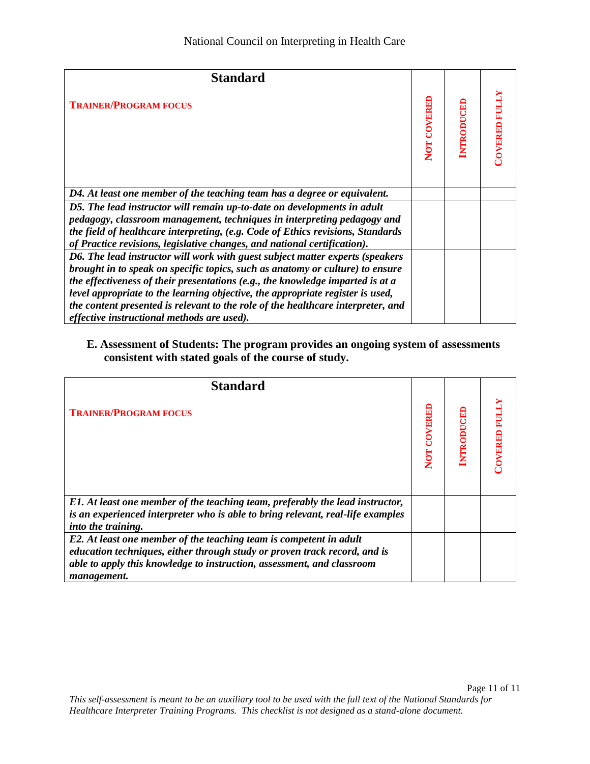| Standard<br>**TRAINER/PROGRAM FOCUS** | NOT COVERED | INTRODUCED | COVERED FULLY |
|---|---|---|---|
| ***D4. At least one member of the teaching team has a degree or equivalent.*** | | | |
| ***D5. The lead instructor will remain up-to-date on developments in adult pedagogy, classroom management, techniques in interpreting pedagogy and the field of healthcare interpreting, (e.g. Code of Ethics revisions, Standards of Practice revisions, legislative changes, and national certification).*** | | | |
| ***D6. The lead instructor will work with guest subject matter experts (speakers brought in to speak on specific topics, such as anatomy or culture) to ensure the effectiveness of their presentations (e.g., the knowledge imparted is at a level appropriate to the learning objective, the appropriate register is used, the content presented is relevant to the role of the healthcare interpreter, and effective instructional methods are used).*** | | | |

**E. Assessment of Students: The program provides an ongoing system of assessments consistent with stated goals of the course of study.**

| Standard<br>**TRAINER/PROGRAM FOCUS** | NOT COVERED | INTRODUCED | COVERED FULLY |
|---|---|---|---|
| ***E1. At least one member of the teaching team, preferably the lead instructor, is an experienced interpreter who is able to bring relevant, real-life examples into the training.*** | | | |
| ***E2. At least one member of the teaching team is competent in adult education techniques, either through study or proven track record, and is able to apply this knowledge to instruction, assessment, and classroom management.*** | | | |

*This self-assessment is meant to be an auxiliary tool to be used with the full text of the National Standards for Healthcare Interpreter Training Programs. This checklist is not designed as a stand-alone document.*